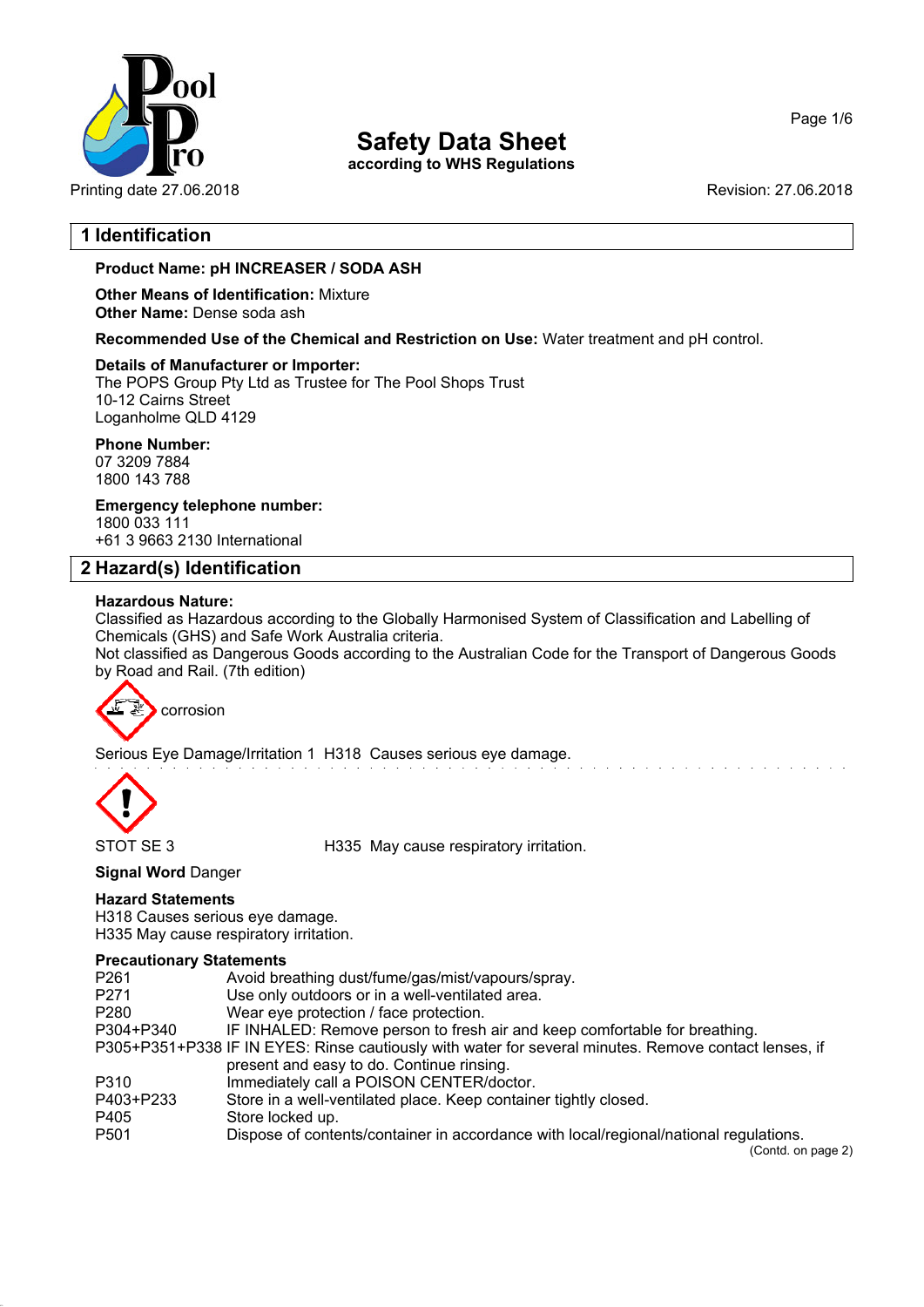# Safety Data Sheet

according to WHS Regulations

Printing date 27.06.2018 Revision: 27.06.2018

## 1 Identification

**Product Name: pH INCREASER / SODA ASH**

**Other Means of Identification:** Mixture
**Other Name:** Dense soda ash

**Recommended Use of the Chemical and Restriction on Use:** Water treatment and pH control.

**Details of Manufacturer or Importer:**
The POPS Group Pty Ltd as Trustee for The Pool Shops Trust
10-12 Cairns Street
Loganholme QLD 4129

**Phone Number:**
07 3209 7884
1800 143 788

**Emergency telephone number:**
1800 033 111
+61 3 9663 2130 International

## 2 Hazard(s) Identification

**Hazardous Nature:**
Classified as Hazardous according to the Globally Harmonised System of Classification and Labelling of Chemicals (GHS) and Safe Work Australia criteria.
Not classified as Dangerous Goods according to the Australian Code for the Transport of Dangerous Goods by Road and Rail. (7th edition)

corrosion

Serious Eye Damage/Irritation 1 H318 Causes serious eye damage.

STOT SE 3 H335 May cause respiratory irritation.

**Signal Word** Danger

**Hazard Statements**
H318 Causes serious eye damage.
H335 May cause respiratory irritation.

**Precautionary Statements**

| | |
|---|---|
| P261 | Avoid breathing dust/fume/gas/mist/vapours/spray. |
| P271 | Use only outdoors or in a well-ventilated area. |
| P280 | Wear eye protection / face protection. |
| P304+P340 | IF INHALED: Remove person to fresh air and keep comfortable for breathing. |
| P305+P351+P338 | IF IN EYES: Rinse cautiously with water for several minutes. Remove contact lenses, if present and easy to do. Continue rinsing. |
| P310 | Immediately call a POISON CENTER/doctor. |
| P403+P233 | Store in a well-ventilated place. Keep container tightly closed. |
| P405 | Store locked up. |
| P501 | Dispose of contents/container in accordance with local/regional/national regulations. |

(Contd. on page 2)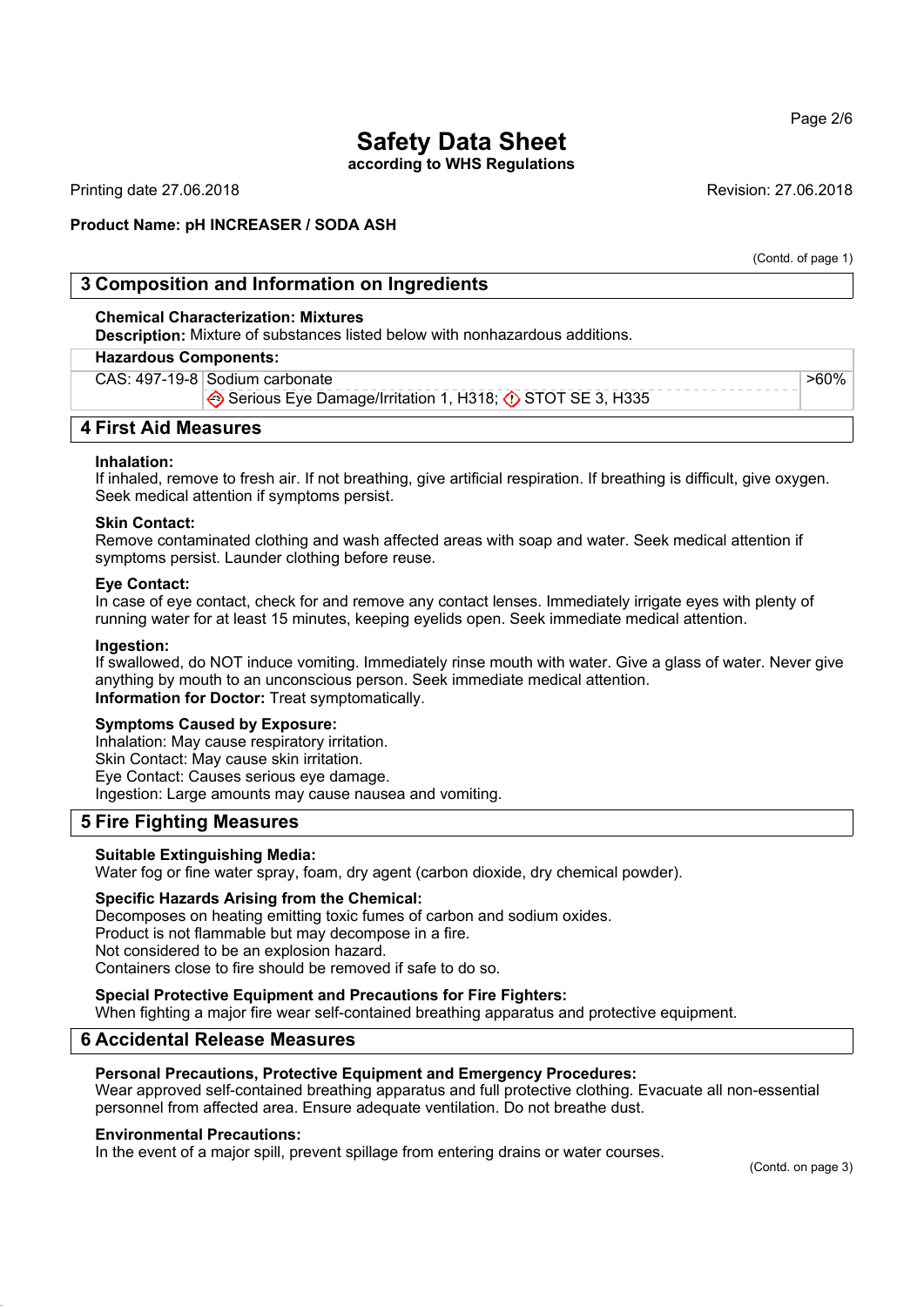# Safety Data Sheet

**according to WHS Regulations**

Printing date 27.06.2018 Revision: 27.06.2018

**Product Name: pH INCREASER / SODA ASH**

(Contd. of page 1)

## 3 Composition and Information on Ingredients

**Chemical Characterization: Mixtures**

**Description:** Mixture of substances listed below with nonhazardous additions.

| **Hazardous Components:** | | |
|---|---|---|
| CAS: 497-19-8 | Sodium carbonate<br>Serious Eye Damage/Irritation 1, H318; STOT SE 3, H335 | >60% |

## 4 First Aid Measures

**Inhalation:**
If inhaled, remove to fresh air. If not breathing, give artificial respiration. If breathing is difficult, give oxygen. Seek medical attention if symptoms persist.

**Skin Contact:**
Remove contaminated clothing and wash affected areas with soap and water. Seek medical attention if symptoms persist. Launder clothing before reuse.

**Eye Contact:**
In case of eye contact, check for and remove any contact lenses. Immediately irrigate eyes with plenty of running water for at least 15 minutes, keeping eyelids open. Seek immediate medical attention.

**Ingestion:**
If swallowed, do NOT induce vomiting. Immediately rinse mouth with water. Give a glass of water. Never give anything by mouth to an unconscious person. Seek immediate medical attention.
**Information for Doctor:** Treat symptomatically.

**Symptoms Caused by Exposure:**
Inhalation: May cause respiratory irritation.
Skin Contact: May cause skin irritation.
Eye Contact: Causes serious eye damage.
Ingestion: Large amounts may cause nausea and vomiting.

## 5 Fire Fighting Measures

**Suitable Extinguishing Media:**
Water fog or fine water spray, foam, dry agent (carbon dioxide, dry chemical powder).

**Specific Hazards Arising from the Chemical:**
Decomposes on heating emitting toxic fumes of carbon and sodium oxides.
Product is not flammable but may decompose in a fire.
Not considered to be an explosion hazard.
Containers close to fire should be removed if safe to do so.

**Special Protective Equipment and Precautions for Fire Fighters:**
When fighting a major fire wear self-contained breathing apparatus and protective equipment.

## 6 Accidental Release Measures

**Personal Precautions, Protective Equipment and Emergency Procedures:**
Wear approved self-contained breathing apparatus and full protective clothing. Evacuate all non-essential personnel from affected area. Ensure adequate ventilation. Do not breathe dust.

**Environmental Precautions:**
In the event of a major spill, prevent spillage from entering drains or water courses.

(Contd. on page 3)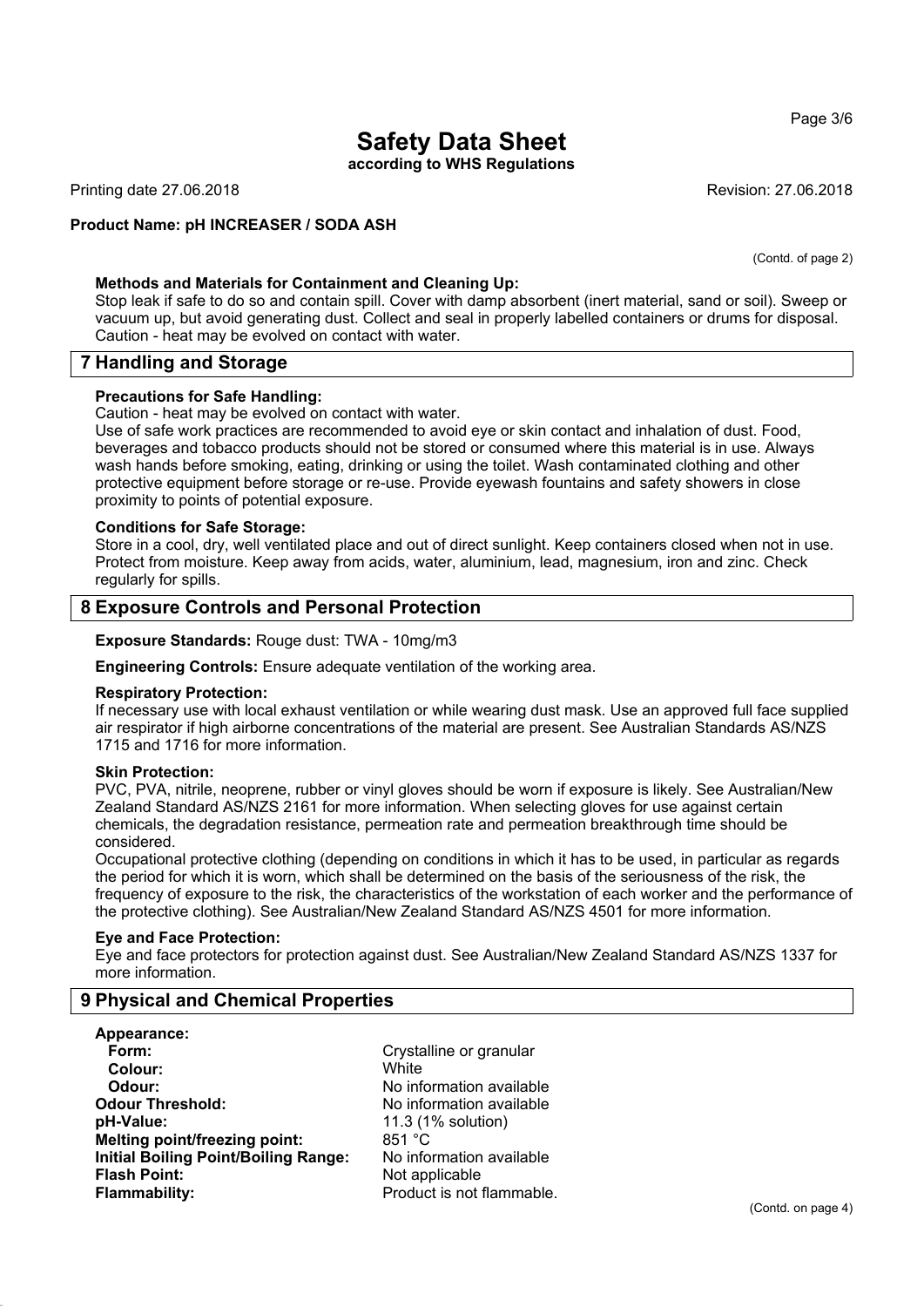# Safety Data Sheet

**according to WHS Regulations**

Printing date 27.06.2018 Revision: 27.06.2018

**Product Name: pH INCREASER / SODA ASH**

(Contd. of page 2)

**Methods and Materials for Containment and Cleaning Up:**
Stop leak if safe to do so and contain spill. Cover with damp absorbent (inert material, sand or soil). Sweep or vacuum up, but avoid generating dust. Collect and seal in properly labelled containers or drums for disposal. Caution - heat may be evolved on contact with water.

## 7 Handling and Storage

**Precautions for Safe Handling:**
Caution - heat may be evolved on contact with water.
Use of safe work practices are recommended to avoid eye or skin contact and inhalation of dust. Food, beverages and tobacco products should not be stored or consumed where this material is in use. Always wash hands before smoking, eating, drinking or using the toilet. Wash contaminated clothing and other protective equipment before storage or re-use. Provide eyewash fountains and safety showers in close proximity to points of potential exposure.

**Conditions for Safe Storage:**
Store in a cool, dry, well ventilated place and out of direct sunlight. Keep containers closed when not in use. Protect from moisture. Keep away from acids, water, aluminium, lead, magnesium, iron and zinc. Check regularly for spills.

## 8 Exposure Controls and Personal Protection

**Exposure Standards:** Rouge dust: TWA - 10mg/m3

**Engineering Controls:** Ensure adequate ventilation of the working area.

**Respiratory Protection:**
If necessary use with local exhaust ventilation or while wearing dust mask. Use an approved full face supplied air respirator if high airborne concentrations of the material are present. See Australian Standards AS/NZS 1715 and 1716 for more information.

**Skin Protection:**
PVC, PVA, nitrile, neoprene, rubber or vinyl gloves should be worn if exposure is likely. See Australian/New Zealand Standard AS/NZS 2161 for more information. When selecting gloves for use against certain chemicals, the degradation resistance, permeation rate and permeation breakthrough time should be considered.
Occupational protective clothing (depending on conditions in which it has to be used, in particular as regards the period for which it is worn, which shall be determined on the basis of the seriousness of the risk, the frequency of exposure to the risk, the characteristics of the workstation of each worker and the performance of the protective clothing). See Australian/New Zealand Standard AS/NZS 4501 for more information.

**Eye and Face Protection:**
Eye and face protectors for protection against dust. See Australian/New Zealand Standard AS/NZS 1337 for more information.

## 9 Physical and Chemical Properties

| | |
|---|---|
| **Appearance:** | |
| **Form:** | Crystalline or granular |
| **Colour:** | White |
| **Odour:** | No information available |
| **Odour Threshold:** | No information available |
| **pH-Value:** | 11.3 (1% solution) |
| **Melting point/freezing point:** | 851 °C |
| **Initial Boiling Point/Boiling Range:** | No information available |
| **Flash Point:** | Not applicable |
| **Flammability:** | Product is not flammable. |

(Contd. on page 4)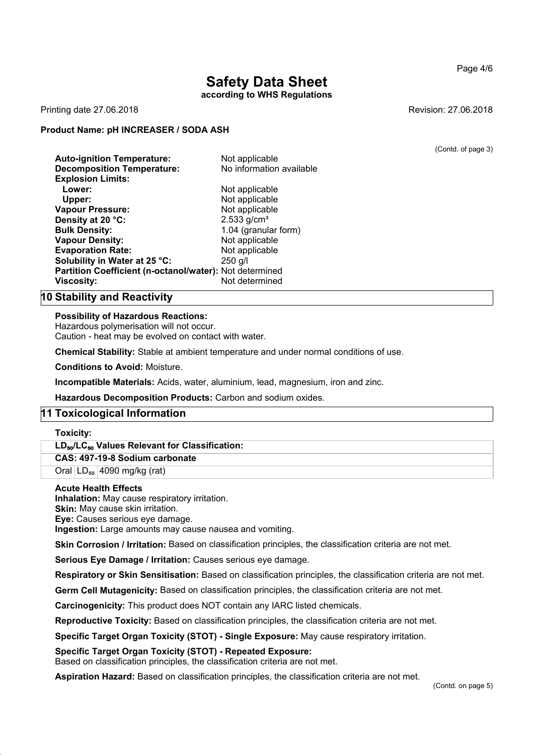# Safety Data Sheet

**according to WHS Regulations**

Printing date 27.06.2018 Revision: 27.06.2018

**Product Name: pH INCREASER / SODA ASH**

(Contd. of page 3)

**Auto-ignition Temperature:** Not applicable
**Decomposition Temperature:** No information available
**Explosion Limits:**
  **Lower:** Not applicable
  **Upper:** Not applicable
**Vapour Pressure:** Not applicable
**Density at 20 °C:** 2.533 g/cm³
**Bulk Density:** 1.04 (granular form)
**Vapour Density:** Not applicable
**Evaporation Rate:** Not applicable
**Solubility in Water at 25 °C:** 250 g/l
**Partition Coefficient (n-octanol/water):** Not determined
**Viscosity:** Not determined

## 10 Stability and Reactivity

**Possibility of Hazardous Reactions:**
Hazardous polymerisation will not occur.
Caution - heat may be evolved on contact with water.

**Chemical Stability:** Stable at ambient temperature and under normal conditions of use.

**Conditions to Avoid:** Moisture.

**Incompatible Materials:** Acids, water, aluminium, lead, magnesium, iron and zinc.

**Hazardous Decomposition Products:** Carbon and sodium oxides.

## 11 Toxicological Information

**Toxicity:**

| $LD_{50}/LC_{50}$ Values Relevant for Classification: | | |
|---|---|---|
| **CAS: 497-19-8 Sodium carbonate** | | |
| Oral | $LD_{50}$ | 4090 mg/kg (rat) |

**Acute Health Effects**
**Inhalation:** May cause respiratory irritation.
**Skin:** May cause skin irritation.
**Eye:** Causes serious eye damage.
**Ingestion:** Large amounts may cause nausea and vomiting.

**Skin Corrosion / Irritation:** Based on classification principles, the classification criteria are not met.

**Serious Eye Damage / Irritation:** Causes serious eye damage.

**Respiratory or Skin Sensitisation:** Based on classification principles, the classification criteria are not met.

**Germ Cell Mutagenicity:** Based on classification principles, the classification criteria are not met.

**Carcinogenicity:** This product does NOT contain any IARC listed chemicals.

**Reproductive Toxicity:** Based on classification principles, the classification criteria are not met.

**Specific Target Organ Toxicity (STOT) - Single Exposure:** May cause respiratory irritation.

**Specific Target Organ Toxicity (STOT) - Repeated Exposure:**
Based on classification principles, the classification criteria are not met.

**Aspiration Hazard:** Based on classification principles, the classification criteria are not met.

(Contd. on page 5)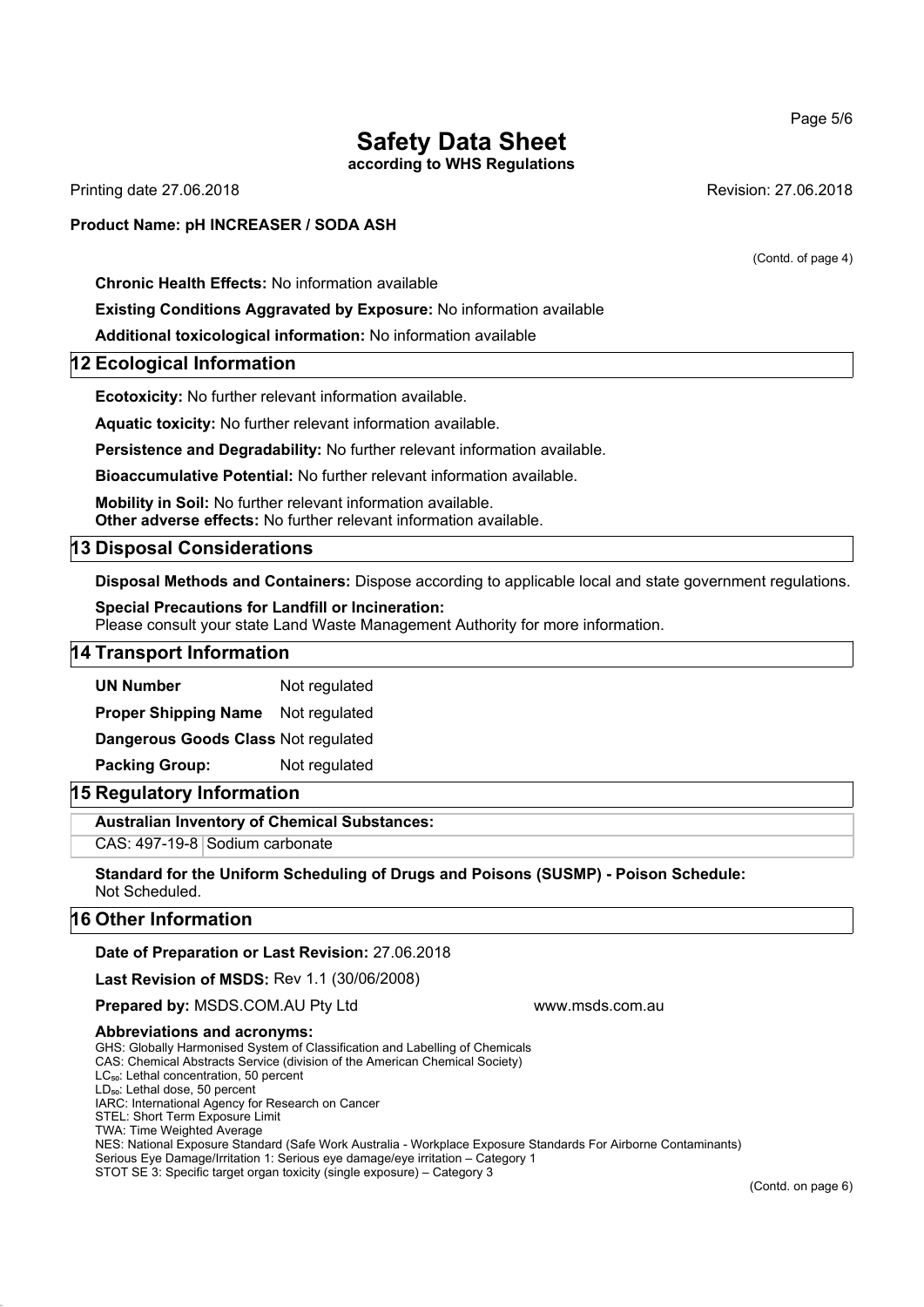(Contd. of page 4)

**Chronic Health Effects:** No information available

**Existing Conditions Aggravated by Exposure:** No information available

**Additional toxicological information:** No information available

## 12 Ecological Information

**Ecotoxicity:** No further relevant information available.

**Aquatic toxicity:** No further relevant information available.

**Persistence and Degradability:** No further relevant information available.

**Bioaccumulative Potential:** No further relevant information available.

**Mobility in Soil:** No further relevant information available.
**Other adverse effects:** No further relevant information available.

## 13 Disposal Considerations

**Disposal Methods and Containers:** Dispose according to applicable local and state government regulations.

**Special Precautions for Landfill or Incineration:**
Please consult your state Land Waste Management Authority for more information.

## 14 Transport Information

| | |
|---|---|
| **UN Number** | Not regulated |
| **Proper Shipping Name** | Not regulated |
| **Dangerous Goods Class** | Not regulated |
| **Packing Group:** | Not regulated |

## 15 Regulatory Information

| **Australian Inventory of Chemical Substances:** | |
|---|---|
| CAS: 497-19-8 | Sodium carbonate |

**Standard for the Uniform Scheduling of Drugs and Poisons (SUSMP) - Poison Schedule:**
Not Scheduled.

## 16 Other Information

**Date of Preparation or Last Revision:** 27.06.2018

**Last Revision of MSDS:** Rev 1.1 (30/06/2008)

**Prepared by:** MSDS.COM.AU Pty Ltd www.msds.com.au

**Abbreviations and acronyms:**
GHS: Globally Harmonised System of Classification and Labelling of Chemicals
CAS: Chemical Abstracts Service (division of the American Chemical Society)
$LC_{50}$: Lethal concentration, 50 percent
$LD_{50}$: Lethal dose, 50 percent
IARC: International Agency for Research on Cancer
STEL: Short Term Exposure Limit
TWA: Time Weighted Average
NES: National Exposure Standard (Safe Work Australia - Workplace Exposure Standards For Airborne Contaminants)
Serious Eye Damage/Irritation 1: Serious eye damage/eye irritation – Category 1
STOT SE 3: Specific target organ toxicity (single exposure) – Category 3

(Contd. on page 6)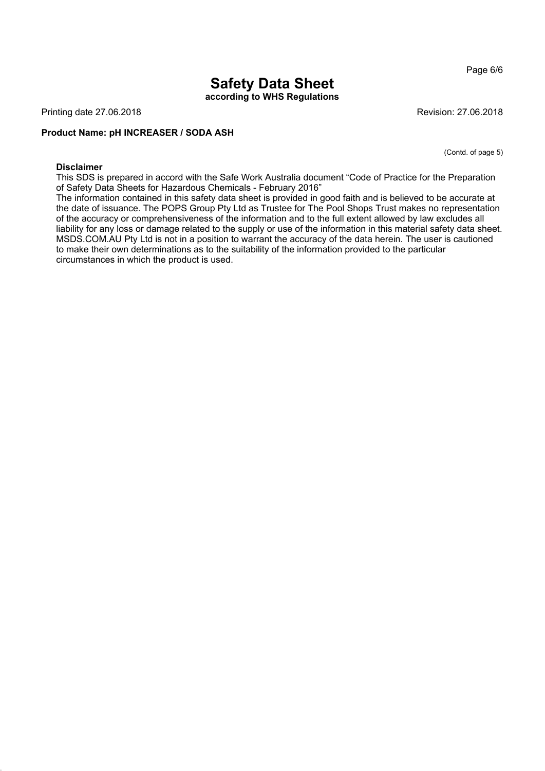# Safety Data Sheet

**according to WHS Regulations**

Printing date 27.06.2018 Revision: 27.06.2018

**Product Name: pH INCREASER / SODA ASH**

(Contd. of page 5)

**Disclaimer**

This SDS is prepared in accord with the Safe Work Australia document "Code of Practice for the Preparation of Safety Data Sheets for Hazardous Chemicals - February 2016"

The information contained in this safety data sheet is provided in good faith and is believed to be accurate at the date of issuance. The POPS Group Pty Ltd as Trustee for The Pool Shops Trust makes no representation of the accuracy or comprehensiveness of the information and to the full extent allowed by law excludes all liability for any loss or damage related to the supply or use of the information in this material safety data sheet. MSDS.COM.AU Pty Ltd is not in a position to warrant the accuracy of the data herein. The user is cautioned to make their own determinations as to the suitability of the information provided to the particular circumstances in which the product is used.